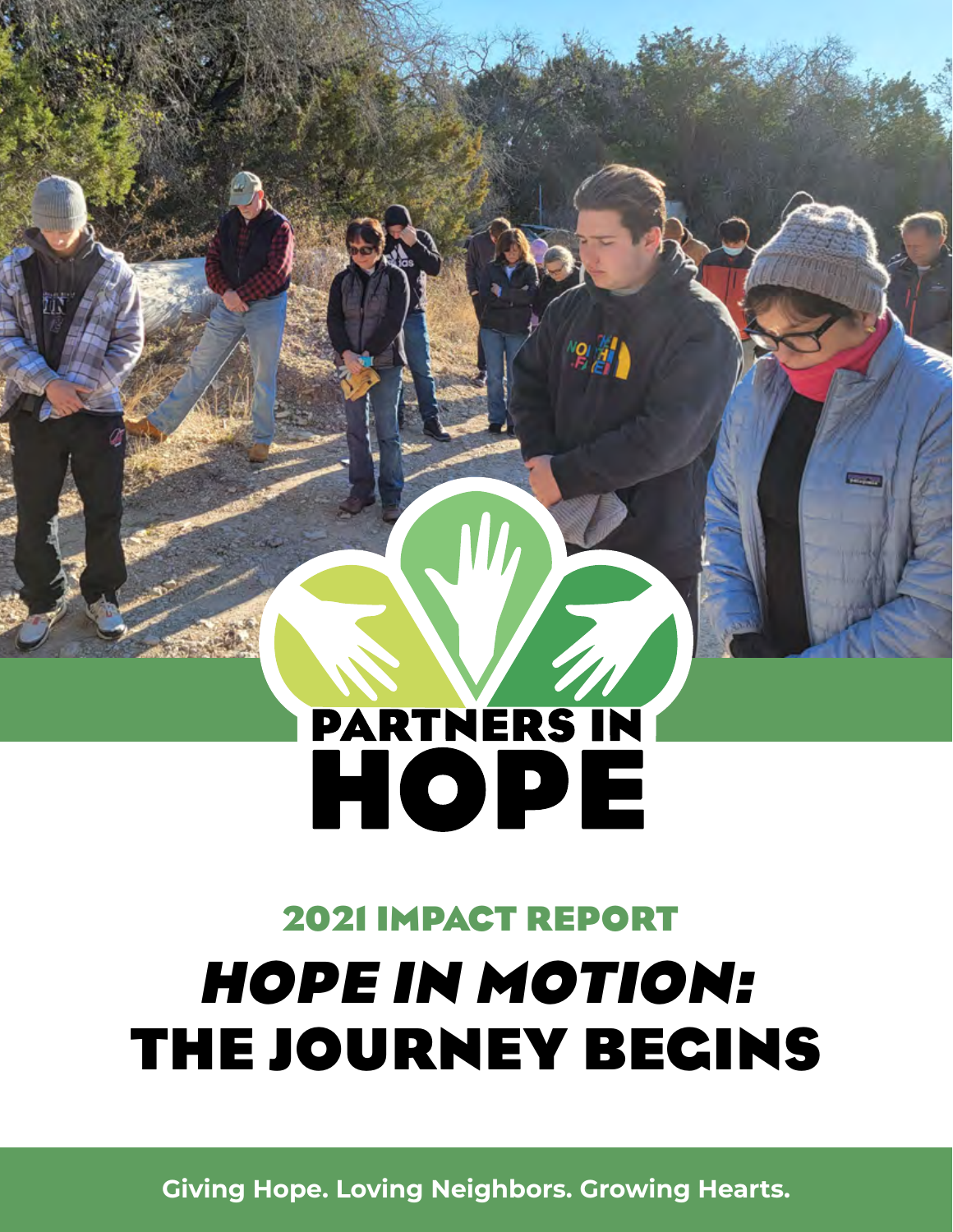# PARTNERS IN HOPE

## 2021 IMPACT REPORT

# *HOPE IN MOTION:* THE JOURNEY BEGINS

**Giving Hope. Loving Neighbors. Growing Hearts.**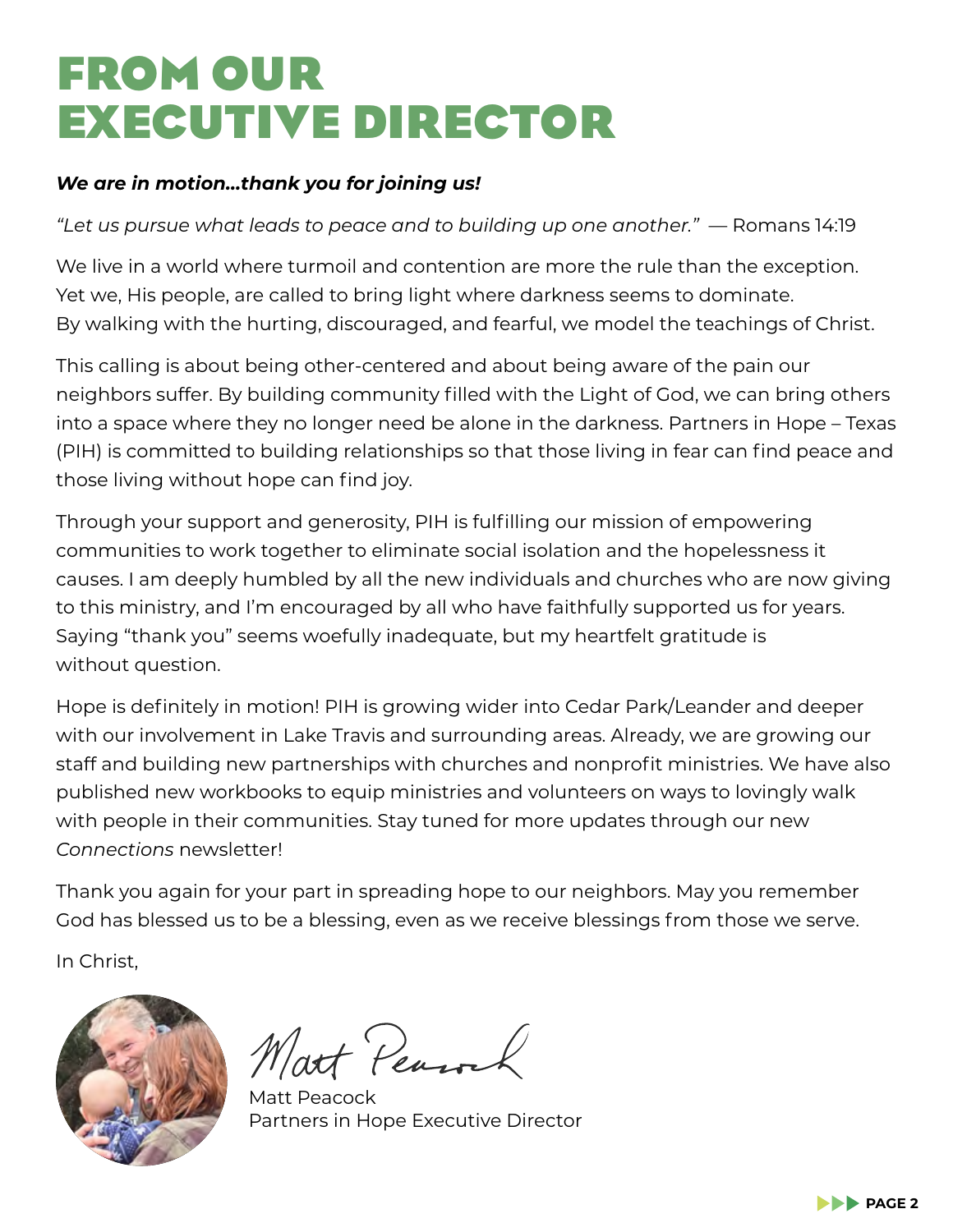# FROM OUR EXECUTIVE DIRECTOR

***We are in motion…thank you for joining us!***

*"Let us pursue what leads to peace and to building up one another."* — Romans 14:19

We live in a world where turmoil and contention are more the rule than the exception. Yet we, His people, are called to bring light where darkness seems to dominate. By walking with the hurting, discouraged, and fearful, we model the teachings of Christ.

This calling is about being other-centered and about being aware of the pain our neighbors suffer. By building community filled with the Light of God, we can bring others into a space where they no longer need be alone in the darkness. Partners in Hope – Texas (PIH) is committed to building relationships so that those living in fear can find peace and those living without hope can find joy.

Through your support and generosity, PIH is fulfilling our mission of empowering communities to work together to eliminate social isolation and the hopelessness it causes. I am deeply humbled by all the new individuals and churches who are now giving to this ministry, and I'm encouraged by all who have faithfully supported us for years. Saying "thank you" seems woefully inadequate, but my heartfelt gratitude is without question.

Hope is definitely in motion! PIH is growing wider into Cedar Park/Leander and deeper with our involvement in Lake Travis and surrounding areas. Already, we are growing our staff and building new partnerships with churches and nonprofit ministries. We have also published new workbooks to equip ministries and volunteers on ways to lovingly walk with people in their communities. Stay tuned for more updates through our new *Connections* newsletter!

Thank you again for your part in spreading hope to our neighbors. May you remember God has blessed us to be a blessing, even as we receive blessings from those we serve.

In Christ,

Matt Peacock

Matt Peacock
Partners in Hope Executive Director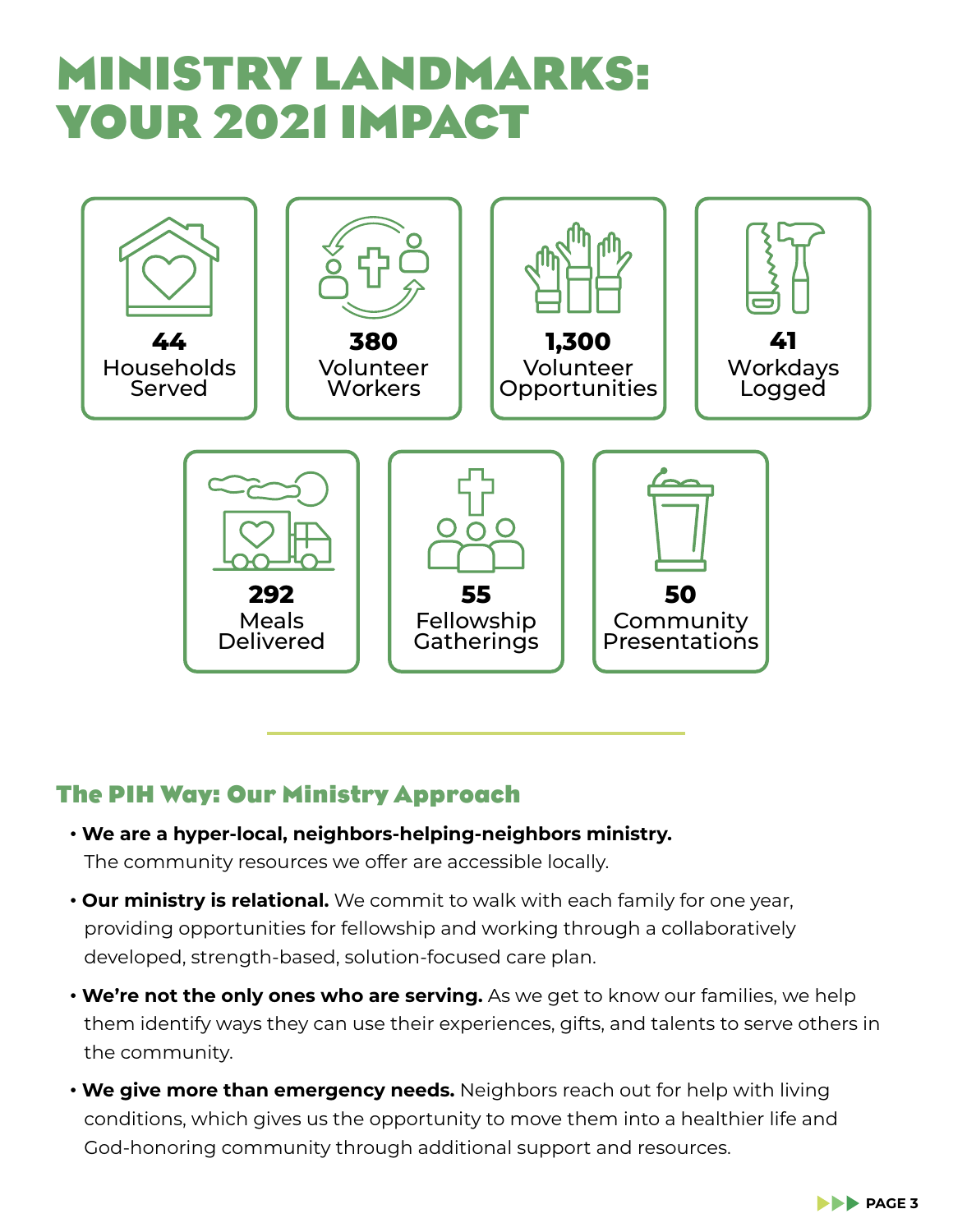# MINISTRY LANDMARKS: YOUR 2021 IMPACT

**44**
Households Served

**380**
Volunteer Workers

**1,300**
Volunteer Opportunities

**41**
Workdays Logged

**292**
Meals Delivered

**55**
Fellowship Gatherings

**50**
Community Presentations

## The PIH Way: Our Ministry Approach

- **We are a hyper-local, neighbors-helping-neighbors ministry.** The community resources we offer are accessible locally.
- **Our ministry is relational.** We commit to walk with each family for one year, providing opportunities for fellowship and working through a collaboratively developed, strength-based, solution-focused care plan.
- **We're not the only ones who are serving.** As we get to know our families, we help them identify ways they can use their experiences, gifts, and talents to serve others in the community.
- **We give more than emergency needs.** Neighbors reach out for help with living conditions, which gives us the opportunity to move them into a healthier life and God-honoring community through additional support and resources.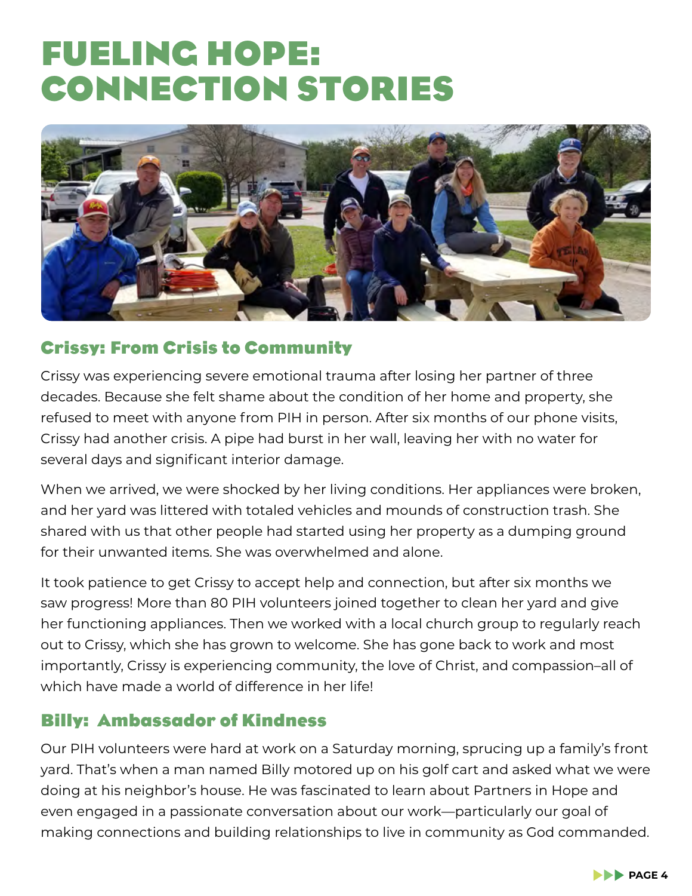# FUELING HOPE: CONNECTION STORIES

## Crissy: From Crisis to Community

Crissy was experiencing severe emotional trauma after losing her partner of three decades. Because she felt shame about the condition of her home and property, she refused to meet with anyone from PIH in person. After six months of our phone visits, Crissy had another crisis. A pipe had burst in her wall, leaving her with no water for several days and significant interior damage.

When we arrived, we were shocked by her living conditions. Her appliances were broken, and her yard was littered with totaled vehicles and mounds of construction trash. She shared with us that other people had started using her property as a dumping ground for their unwanted items. She was overwhelmed and alone.

It took patience to get Crissy to accept help and connection, but after six months we saw progress! More than 80 PIH volunteers joined together to clean her yard and give her functioning appliances. Then we worked with a local church group to regularly reach out to Crissy, which she has grown to welcome. She has gone back to work and most importantly, Crissy is experiencing community, the love of Christ, and compassion–all of which have made a world of difference in her life!

## Billy: Ambassador of Kindness

Our PIH volunteers were hard at work on a Saturday morning, sprucing up a family's front yard. That's when a man named Billy motored up on his golf cart and asked what we were doing at his neighbor's house. He was fascinated to learn about Partners in Hope and even engaged in a passionate conversation about our work—particularly our goal of making connections and building relationships to live in community as God commanded.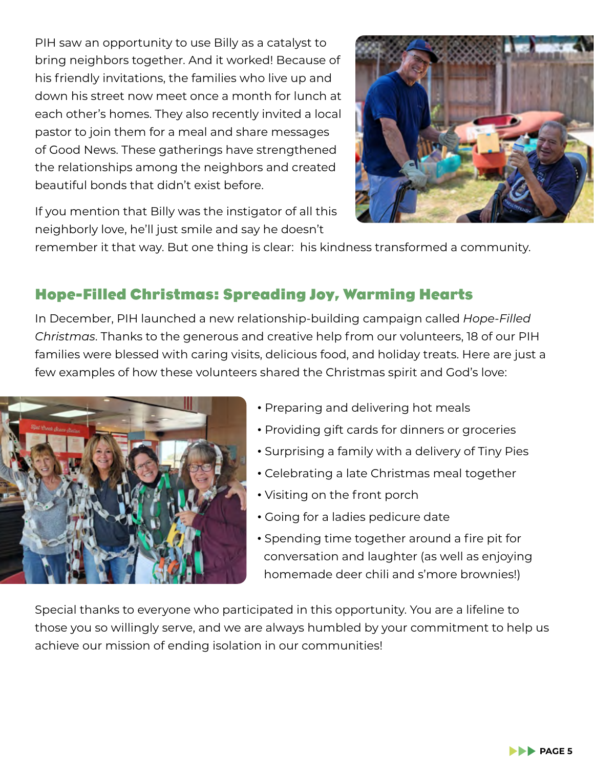PIH saw an opportunity to use Billy as a catalyst to bring neighbors together. And it worked! Because of his friendly invitations, the families who live up and down his street now meet once a month for lunch at each other's homes. They also recently invited a local pastor to join them for a meal and share messages of Good News. These gatherings have strengthened the relationships among the neighbors and created beautiful bonds that didn't exist before.

If you mention that Billy was the instigator of all this neighborly love, he'll just smile and say he doesn't remember it that way. But one thing is clear: his kindness transformed a community.

## Hope-Filled Christmas: Spreading Joy, Warming Hearts

In December, PIH launched a new relationship-building campaign called *Hope-Filled Christmas*. Thanks to the generous and creative help from our volunteers, 18 of our PIH families were blessed with caring visits, delicious food, and holiday treats. Here are just a few examples of how these volunteers shared the Christmas spirit and God's love:

- Preparing and delivering hot meals
- Providing gift cards for dinners or groceries
- Surprising a family with a delivery of Tiny Pies
- Celebrating a late Christmas meal together
- Visiting on the front porch
- Going for a ladies pedicure date
- Spending time together around a fire pit for conversation and laughter (as well as enjoying homemade deer chili and s'more brownies!)

Special thanks to everyone who participated in this opportunity. You are a lifeline to those you so willingly serve, and we are always humbled by your commitment to help us achieve our mission of ending isolation in our communities!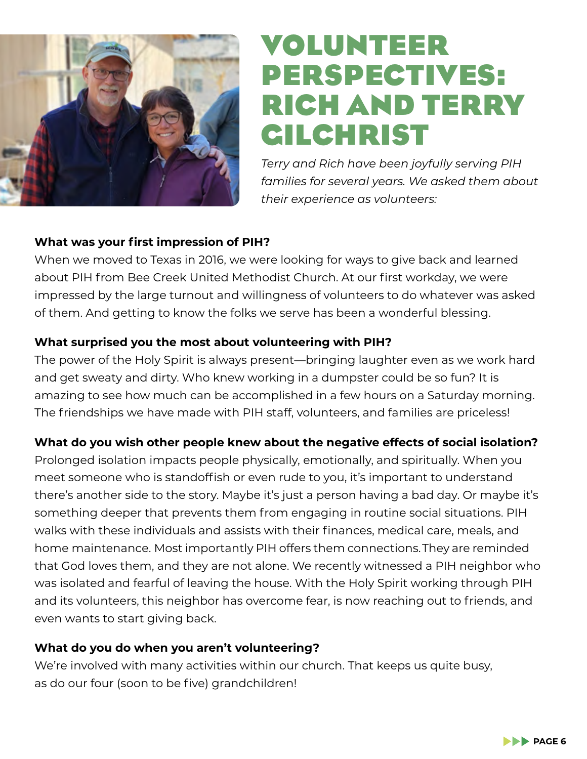# VOLUNTEER PERSPECTIVES: RICH AND TERRY GILCHRIST

*Terry and Rich have been joyfully serving PIH families for several years. We asked them about their experience as volunteers:*

**What was your first impression of PIH?**

When we moved to Texas in 2016, we were looking for ways to give back and learned about PIH from Bee Creek United Methodist Church. At our first workday, we were impressed by the large turnout and willingness of volunteers to do whatever was asked of them. And getting to know the folks we serve has been a wonderful blessing.

**What surprised you the most about volunteering with PIH?**

The power of the Holy Spirit is always present—bringing laughter even as we work hard and get sweaty and dirty. Who knew working in a dumpster could be so fun? It is amazing to see how much can be accomplished in a few hours on a Saturday morning. The friendships we have made with PIH staff, volunteers, and families are priceless!

**What do you wish other people knew about the negative effects of social isolation?**

Prolonged isolation impacts people physically, emotionally, and spiritually. When you meet someone who is standoffish or even rude to you, it's important to understand there's another side to the story. Maybe it's just a person having a bad day. Or maybe it's something deeper that prevents them from engaging in routine social situations. PIH walks with these individuals and assists with their finances, medical care, meals, and home maintenance. Most importantly PIH offers them connections. They are reminded that God loves them, and they are not alone. We recently witnessed a PIH neighbor who was isolated and fearful of leaving the house. With the Holy Spirit working through PIH and its volunteers, this neighbor has overcome fear, is now reaching out to friends, and even wants to start giving back.

**What do you do when you aren't volunteering?**

We're involved with many activities within our church. That keeps us quite busy, as do our four (soon to be five) grandchildren!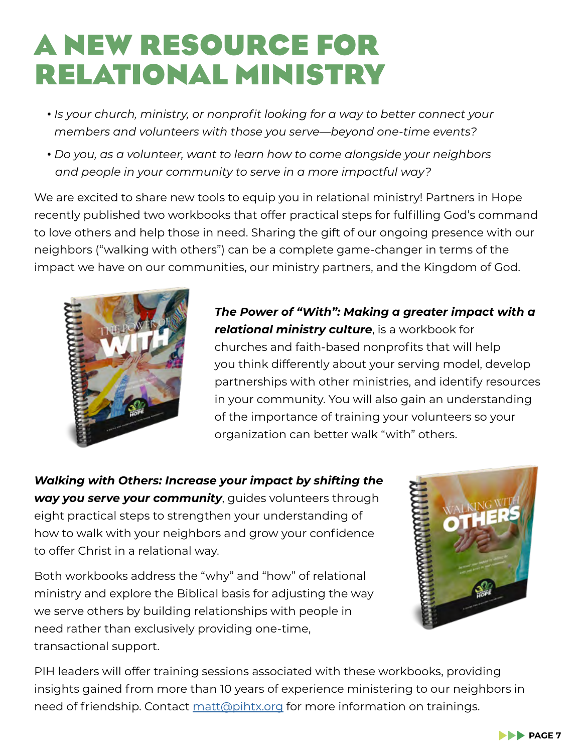# A NEW RESOURCE FOR RELATIONAL MINISTRY

- *Is your church, ministry, or nonprofit looking for a way to better connect your members and volunteers with those you serve—beyond one-time events?*
- *Do you, as a volunteer, want to learn how to come alongside your neighbors and people in your community to serve in a more impactful way?*

We are excited to share new tools to equip you in relational ministry! Partners in Hope recently published two workbooks that offer practical steps for fulfilling God's command to love others and help those in need. Sharing the gift of our ongoing presence with our neighbors ("walking with others") can be a complete game-changer in terms of the impact we have on our communities, our ministry partners, and the Kingdom of God.

***The Power of "With": Making a greater impact with a relational ministry culture***, is a workbook for churches and faith-based nonprofits that will help you think differently about your serving model, develop partnerships with other ministries, and identify resources in your community. You will also gain an understanding of the importance of training your volunteers so your organization can better walk "with" others.

***Walking with Others: Increase your impact by shifting the way you serve your community***, guides volunteers through eight practical steps to strengthen your understanding of how to walk with your neighbors and grow your confidence to offer Christ in a relational way.

Both workbooks address the "why" and "how" of relational ministry and explore the Biblical basis for adjusting the way we serve others by building relationships with people in need rather than exclusively providing one-time, transactional support.

PIH leaders will offer training sessions associated with these workbooks, providing insights gained from more than 10 years of experience ministering to our neighbors in need of friendship. Contact matt@pihtx.org for more information on trainings.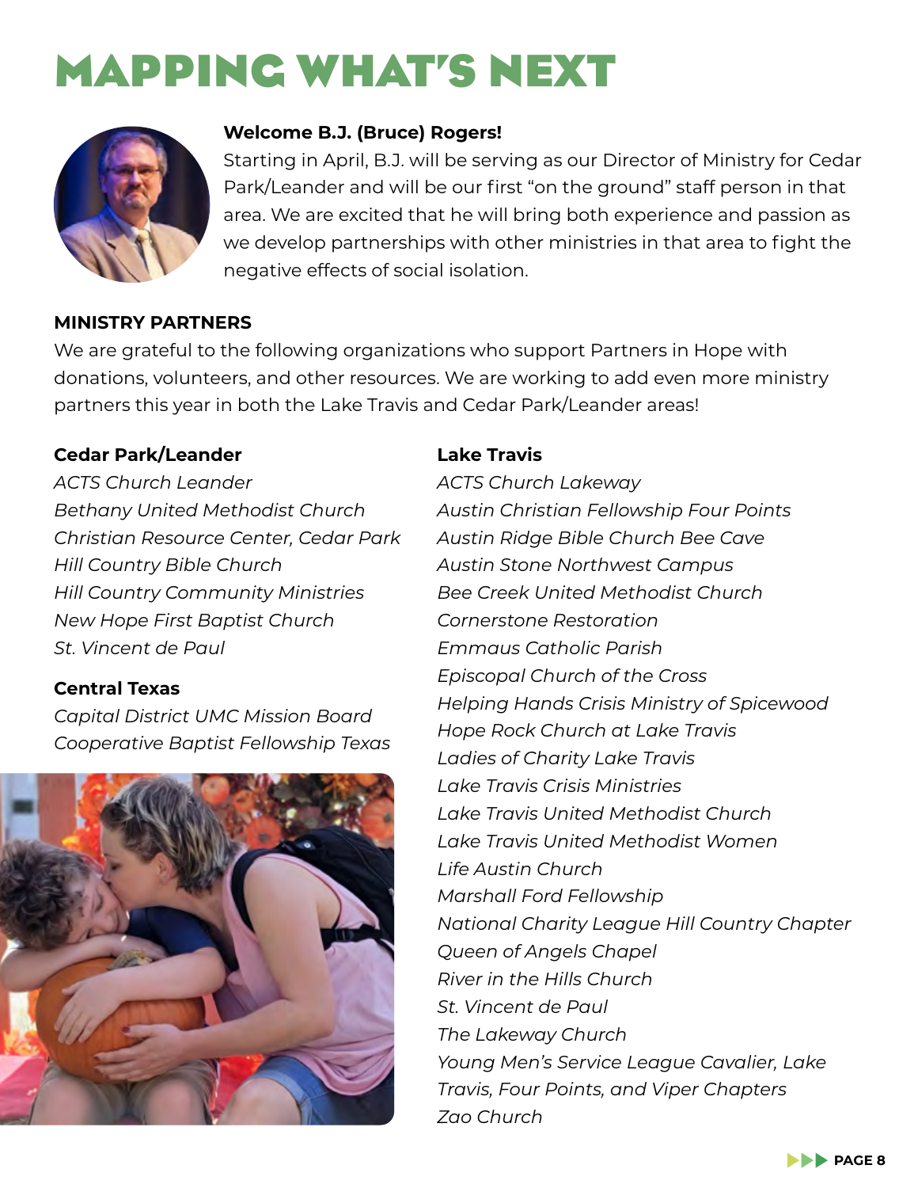# MAPPING WHAT'S NEXT

**Welcome B.J. (Bruce) Rogers!**

Starting in April, B.J. will be serving as our Director of Ministry for Cedar Park/Leander and will be our first "on the ground" staff person in that area. We are excited that he will bring both experience and passion as we develop partnerships with other ministries in that area to fight the negative effects of social isolation.

## MINISTRY PARTNERS

We are grateful to the following organizations who support Partners in Hope with donations, volunteers, and other resources. We are working to add even more ministry partners this year in both the Lake Travis and Cedar Park/Leander areas!

### Cedar Park/Leander

*ACTS Church Leander*
*Bethany United Methodist Church*
*Christian Resource Center, Cedar Park*
*Hill Country Bible Church*
*Hill Country Community Ministries*
*New Hope First Baptist Church*
*St. Vincent de Paul*

### Central Texas

*Capital District UMC Mission Board*
*Cooperative Baptist Fellowship Texas*

### Lake Travis

*ACTS Church Lakeway*
*Austin Christian Fellowship Four Points*
*Austin Ridge Bible Church Bee Cave*
*Austin Stone Northwest Campus*
*Bee Creek United Methodist Church*
*Cornerstone Restoration*
*Emmaus Catholic Parish*
*Episcopal Church of the Cross*
*Helping Hands Crisis Ministry of Spicewood*
*Hope Rock Church at Lake Travis*
*Ladies of Charity Lake Travis*
*Lake Travis Crisis Ministries*
*Lake Travis United Methodist Church*
*Lake Travis United Methodist Women*
*Life Austin Church*
*Marshall Ford Fellowship*
*National Charity League Hill Country Chapter*
*Queen of Angels Chapel*
*River in the Hills Church*
*St. Vincent de Paul*
*The Lakeway Church*
*Young Men's Service League Cavalier, Lake Travis, Four Points, and Viper Chapters*
*Zao Church*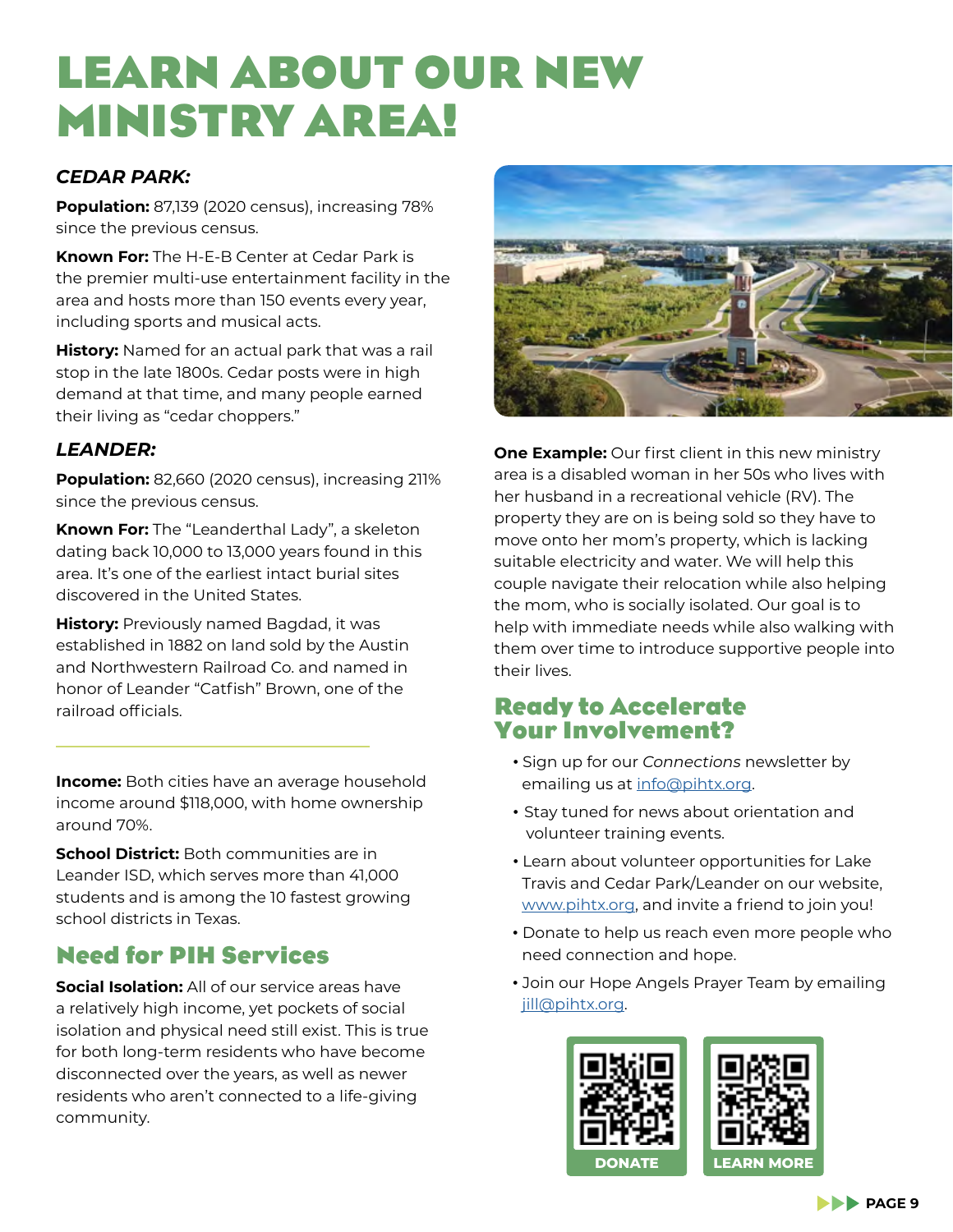# LEARN ABOUT OUR NEW MINISTRY AREA!

### *CEDAR PARK:*

**Population:** 87,139 (2020 census), increasing 78% since the previous census.

**Known For:** The H-E-B Center at Cedar Park is the premier multi-use entertainment facility in the area and hosts more than 150 events every year, including sports and musical acts.

**History:** Named for an actual park that was a rail stop in the late 1800s. Cedar posts were in high demand at that time, and many people earned their living as "cedar choppers."

### *LEANDER:*

**Population:** 82,660 (2020 census), increasing 211% since the previous census.

**Known For:** The "Leanderthal Lady", a skeleton dating back 10,000 to 13,000 years found in this area. It's one of the earliest intact burial sites discovered in the United States.

**History:** Previously named Bagdad, it was established in 1882 on land sold by the Austin and Northwestern Railroad Co. and named in honor of Leander "Catfish" Brown, one of the railroad officials.

---

**Income:** Both cities have an average household income around $118,000, with home ownership around 70%.

**School District:** Both communities are in Leander ISD, which serves more than 41,000 students and is among the 10 fastest growing school districts in Texas.

## Need for PIH Services

**Social Isolation:** All of our service areas have a relatively high income, yet pockets of social isolation and physical need still exist. This is true for both long-term residents who have become disconnected over the years, as well as newer residents who aren't connected to a life-giving community.

**One Example:** Our first client in this new ministry area is a disabled woman in her 50s who lives with her husband in a recreational vehicle (RV). The property they are on is being sold so they have to move onto her mom's property, which is lacking suitable electricity and water. We will help this couple navigate their relocation while also helping the mom, who is socially isolated. Our goal is to help with immediate needs while also walking with them over time to introduce supportive people into their lives.

## Ready to Accelerate Your Involvement?

- Sign up for our *Connections* newsletter by emailing us at info@pihtx.org.
- Stay tuned for news about orientation and volunteer training events.
- Learn about volunteer opportunities for Lake Travis and Cedar Park/Leander on our website, www.pihtx.org, and invite a friend to join you!
- Donate to help us reach even more people who need connection and hope.
- Join our Hope Angels Prayer Team by emailing jill@pihtx.org.

DONATE

LEARN MORE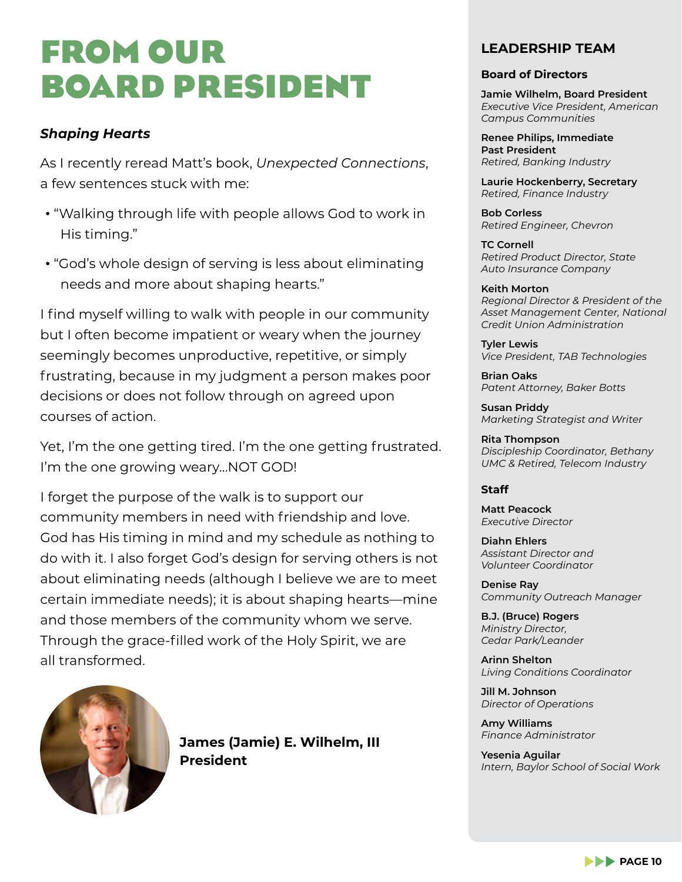# FROM OUR BOARD PRESIDENT

***Shaping Hearts***

As I recently reread Matt's book, *Unexpected Connections*, a few sentences stuck with me:

- "Walking through life with people allows God to work in His timing."
- "God's whole design of serving is less about eliminating needs and more about shaping hearts."

I find myself willing to walk with people in our community but I often become impatient or weary when the journey seemingly becomes unproductive, repetitive, or simply frustrating, because in my judgment a person makes poor decisions or does not follow through on agreed upon courses of action.

Yet, I'm the one getting tired. I'm the one getting frustrated. I'm the one growing weary…NOT GOD!

I forget the purpose of the walk is to support our community members in need with friendship and love. God has His timing in mind and my schedule as nothing to do with it. I also forget God's design for serving others is not about eliminating needs (although I believe we are to meet certain immediate needs); it is about shaping hearts—mine and those members of the community whom we serve. Through the grace-filled work of the Holy Spirit, we are all transformed.

**James (Jamie) E. Wilhelm, III**
**President**

## LEADERSHIP TEAM

### Board of Directors

**Jamie Wilhelm, Board President**
*Executive Vice President, American Campus Communities*

**Renee Philips, Immediate Past President**
*Retired, Banking Industry*

**Laurie Hockenberry, Secretary**
*Retired, Finance Industry*

**Bob Corless**
*Retired Engineer, Chevron*

**TC Cornell**
*Retired Product Director, State Auto Insurance Company*

**Keith Morton**
*Regional Director & President of the Asset Management Center, National Credit Union Administration*

**Tyler Lewis**
*Vice President, TAB Technologies*

**Brian Oaks**
*Patent Attorney, Baker Botts*

**Susan Priddy**
*Marketing Strategist and Writer*

**Rita Thompson**
*Discipleship Coordinator, Bethany UMC & Retired, Telecom Industry*

### Staff

**Matt Peacock**
*Executive Director*

**Diahn Ehlers**
*Assistant Director and Volunteer Coordinator*

**Denise Ray**
*Community Outreach Manager*

**B.J. (Bruce) Rogers**
*Ministry Director, Cedar Park/Leander*

**Arinn Shelton**
*Living Conditions Coordinator*

**Jill M. Johnson**
*Director of Operations*

**Amy Williams**
*Finance Administrator*

**Yesenia Aguilar**
*Intern, Baylor School of Social Work*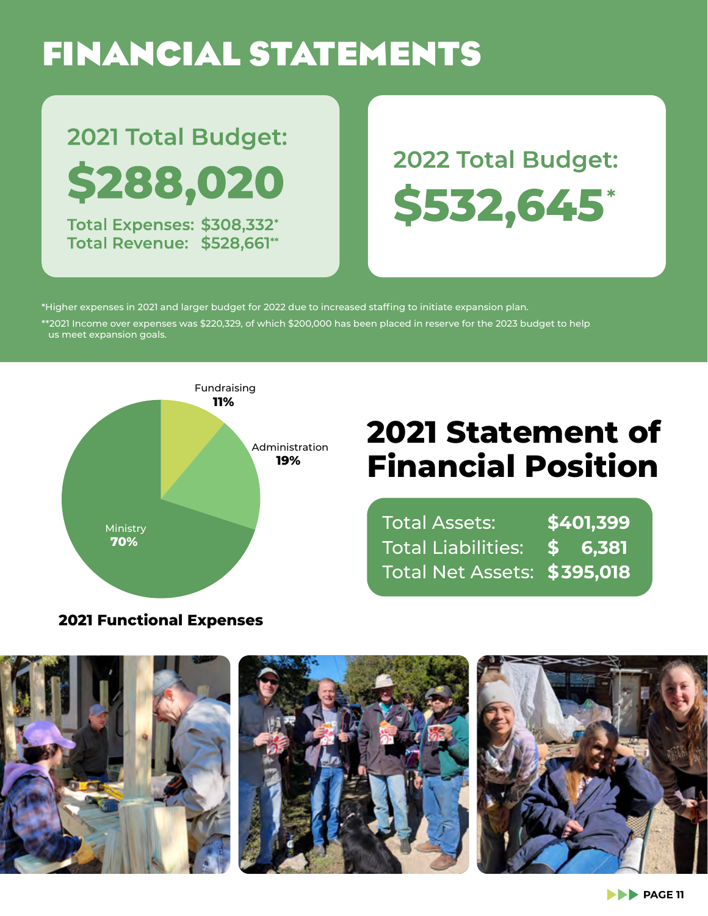# FINANCIAL STATEMENTS

**2021 Total Budget:**

**$288,020**

Total Expenses: $308,332*
Total Revenue: $528,661**

**2022 Total Budget:**

**$532,645***

*Higher expenses in 2021 and larger budget for 2022 due to increased staffing to initiate expansion plan.

**2021 Income over expenses was $220,329, of which $200,000 has been placed in reserve for the 2023 budget to help us meet expansion goals.

Fundraising **11%**

Administration **19%**

Ministry **70%**

**2021 Functional Expenses**

## 2021 Statement of Financial Position

| | |
|---|---|
| Total Assets: | **$401,399** |
| Total Liabilities: | **$ 6,381** |
| Total Net Assets: | **$395,018** |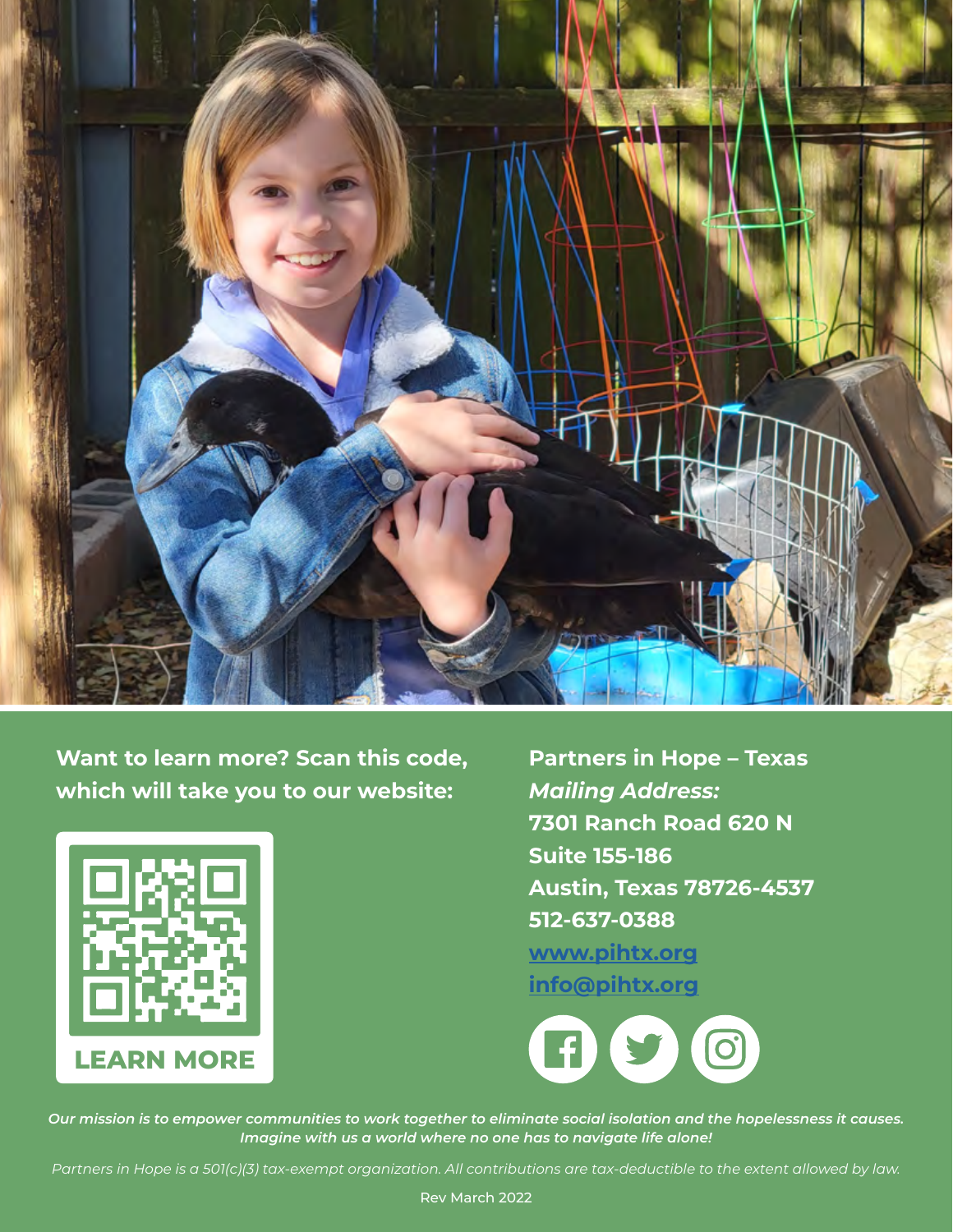**Want to learn more? Scan this code, which will take you to our website:**

**LEARN MORE**

**Partners in Hope – Texas**
***Mailing Address:***
**7301 Ranch Road 620 N**
**Suite 155-186**
**Austin, Texas 78726-4537**
**512-637-0388**
**www.pihtx.org**
**info@pihtx.org**

***Our mission is to empower communities to work together to eliminate social isolation and the hopelessness it causes. Imagine with us a world where no one has to navigate life alone!***

*Partners in Hope is a 501(c)(3) tax-exempt organization. All contributions are tax-deductible to the extent allowed by law.*

Rev March 2022